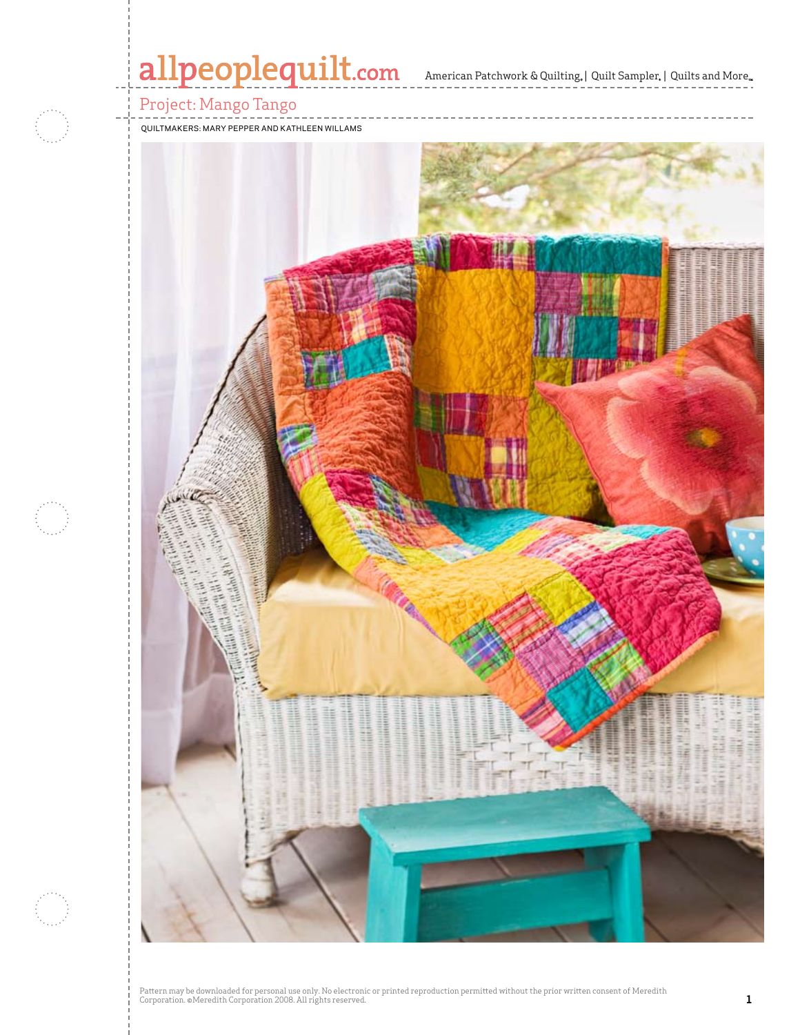# Project: Mango Tango

QUILTMAKERS: MARY PEPPER AND KATHLEEN WILLAMS

Pattern may be downloaded for personal use only. No electronic or printed reproduction permitted without the prior written consent of Meredith Corporation. ©Meredith Corporation 2008. All rights reserved.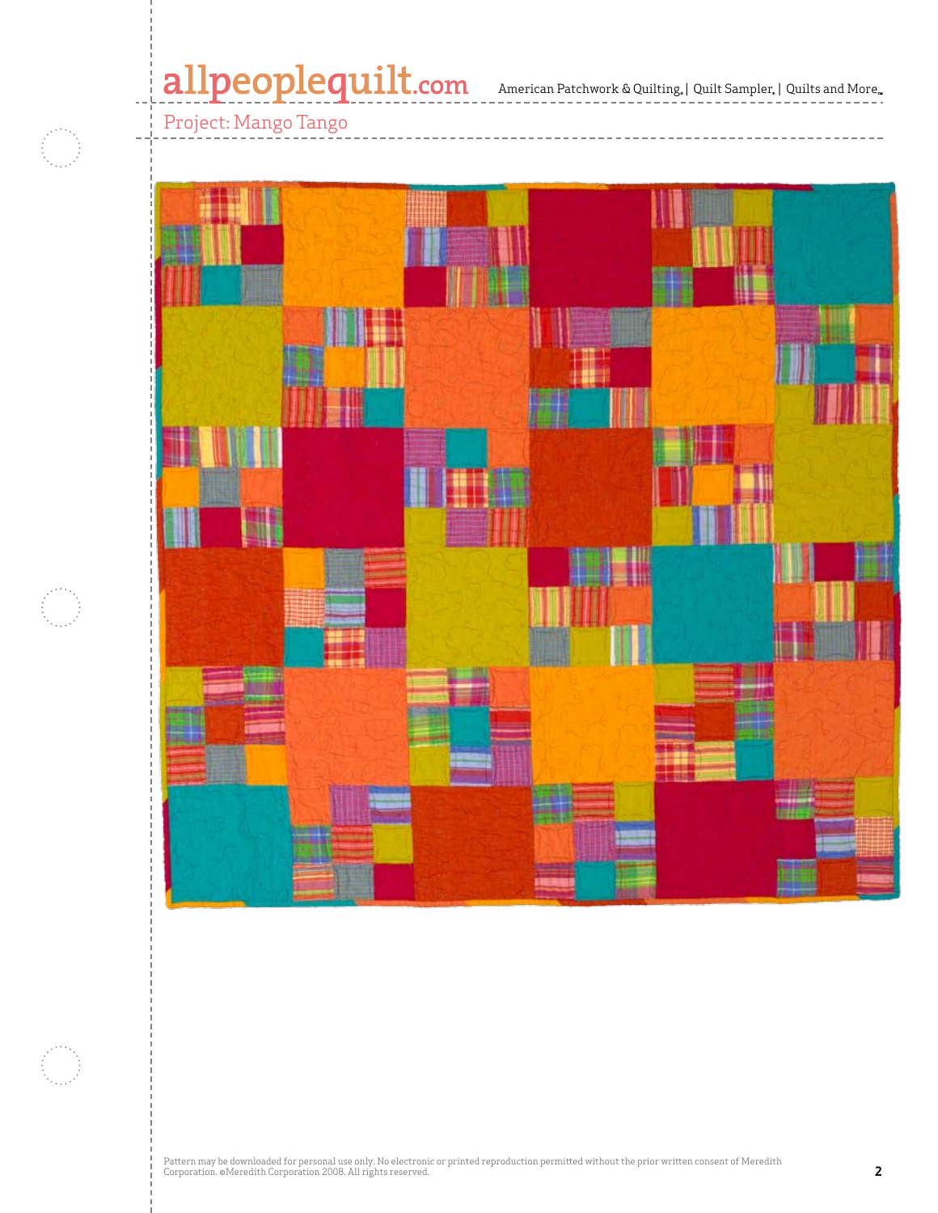Project: Mango Tango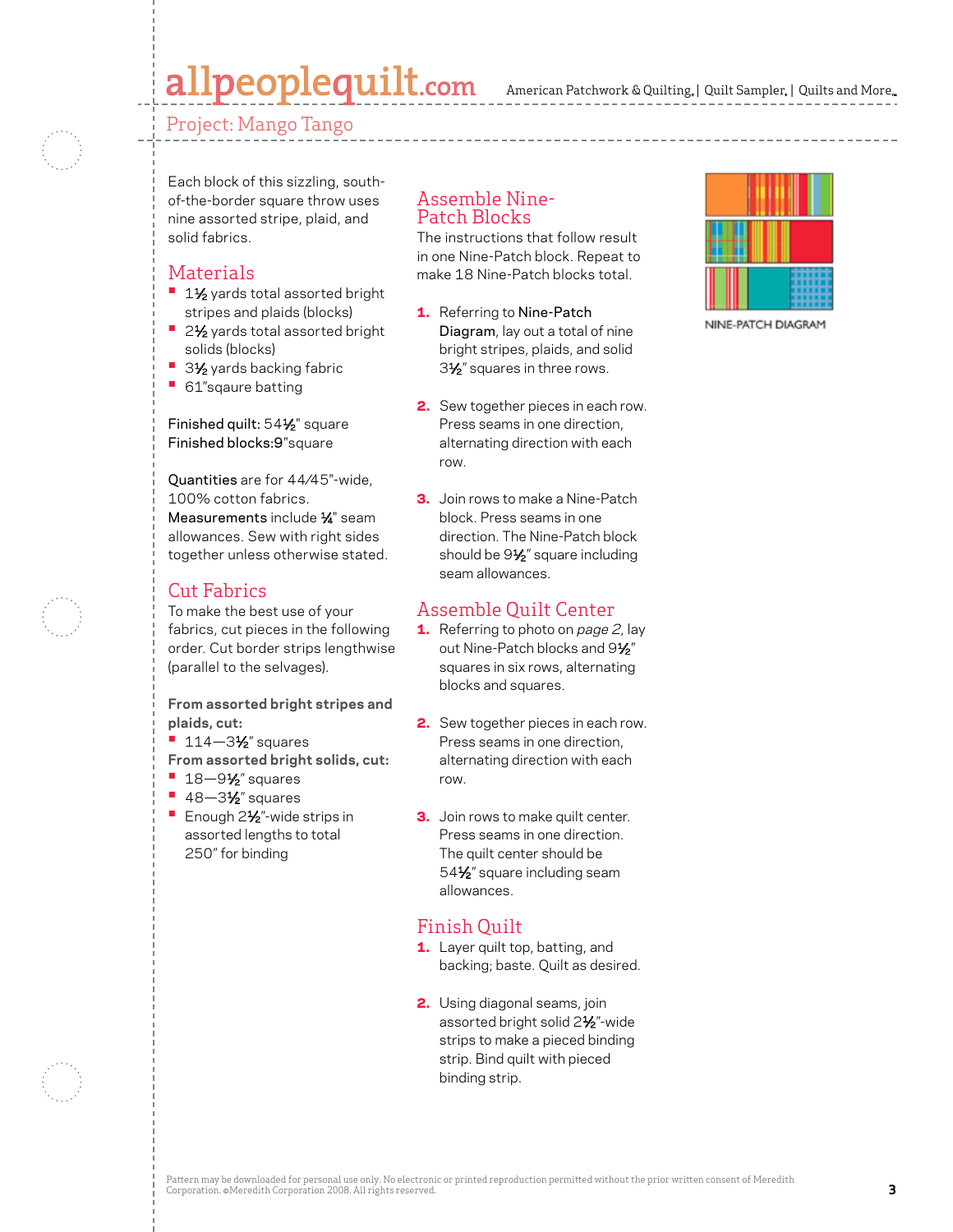## Project: Mango Tango

Each block of this sizzling, south-of-the-border square throw uses nine assorted stripe, plaid, and solid fabrics.

### Materials

- 1½ yards total assorted bright stripes and plaids (blocks)
- 2½ yards total assorted bright solids (blocks)
- 3½ yards backing fabric
- 61"sqaure batting

**Finished quilt:** 54½" square
**Finished blocks:**9"square

**Quantities** are for 44⁄45"-wide, 100% cotton fabrics.
**Measurements** include ¼" seam allowances. Sew with right sides together unless otherwise stated.

### Cut Fabrics

To make the best use of your fabrics, cut pieces in the following order. Cut border strips lengthwise (parallel to the selvages).

**From assorted bright stripes and plaids, cut:**

- 114—3½" squares

**From assorted bright solids, cut:**

- 18—9½" squares
- 48—3½" squares
- Enough 2½"-wide strips in assorted lengths to total 250" for binding

### Assemble Nine-Patch Blocks

The instructions that follow result in one Nine-Patch block. Repeat to make 18 Nine-Patch blocks total.

1. Referring to **Nine-Patch Diagram**, lay out a total of nine bright stripes, plaids, and solid 3½" squares in three rows.
2. Sew together pieces in each row. Press seams in one direction, alternating direction with each row.
3. Join rows to make a Nine-Patch block. Press seams in one direction. The Nine-Patch block should be 9½" square including seam allowances.

NINE-PATCH DIAGRAM

### Assemble Quilt Center

1. Referring to photo on *page 2*, lay out Nine-Patch blocks and 9½" squares in six rows, alternating blocks and squares.
2. Sew together pieces in each row. Press seams in one direction, alternating direction with each row.
3. Join rows to make quilt center. Press seams in one direction. The quilt center should be 54½" square including seam allowances.

### Finish Quilt

1. Layer quilt top, batting, and backing; baste. Quilt as desired.
2. Using diagonal seams, join assorted bright solid 2½"-wide strips to make a pieced binding strip. Bind quilt with pieced binding strip.

Pattern may be downloaded for personal use only. No electronic or printed reproduction permitted without the prior written consent of Meredith Corporation. ©Meredith Corporation 2008. All rights reserved.